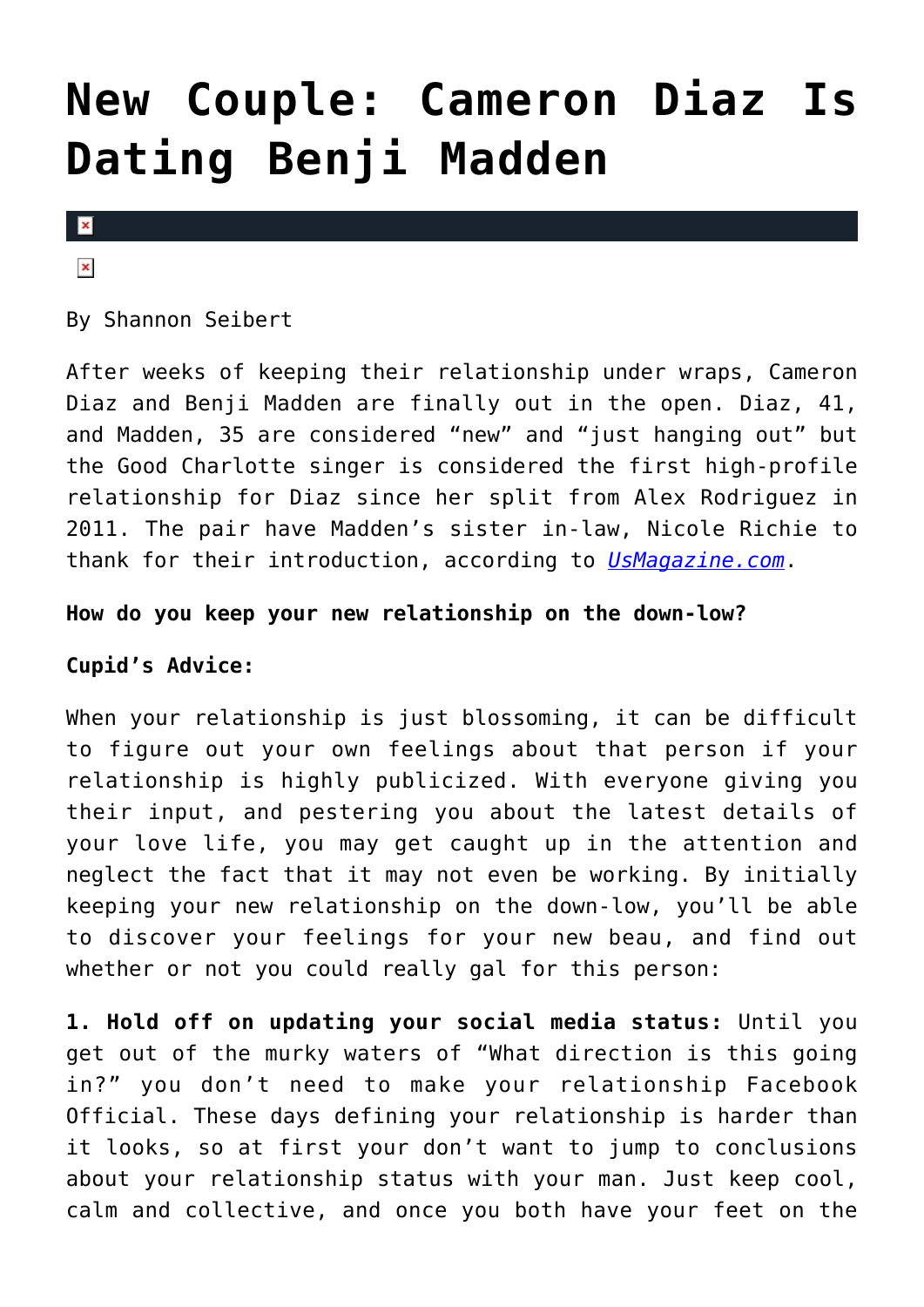# New Couple: Cameron Diaz Is Dating Benji Madden

By Shannon Seibert

After weeks of keeping their relationship under wraps, Cameron Diaz and Benji Madden are finally out in the open. Diaz, 41, and Madden, 35 are considered "new" and "just hanging out" but the Good Charlotte singer is considered the first high-profile relationship for Diaz since her split from Alex Rodriguez in 2011. The pair have Madden's sister in-law, Nicole Richie to thank for their introduction, according to *UsMagazine.com*.

**How do you keep your new relationship on the down-low?**

**Cupid's Advice:**

When your relationship is just blossoming, it can be difficult to figure out your own feelings about that person if your relationship is highly publicized. With everyone giving you their input, and pestering you about the latest details of your love life, you may get caught up in the attention and neglect the fact that it may not even be working. By initially keeping your new relationship on the down-low, you'll be able to discover your feelings for your new beau, and find out whether or not you could really gal for this person:

**1. Hold off on updating your social media status:** Until you get out of the murky waters of "What direction is this going in?" you don't need to make your relationship Facebook Official. These days defining your relationship is harder than it looks, so at first your don't want to jump to conclusions about your relationship status with your man. Just keep cool, calm and collective, and once you both have your feet on the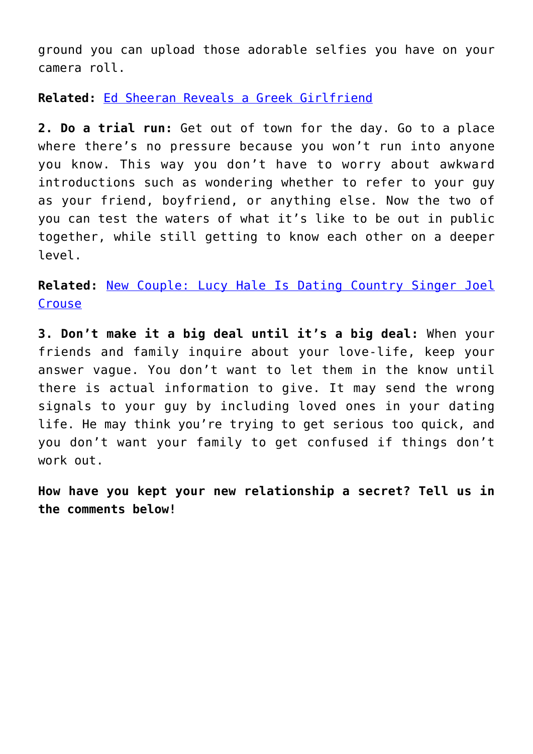ground you can upload those adorable selfies you have on your camera roll.

**Related:** Ed Sheeran Reveals a Greek Girlfriend

**2. Do a trial run:** Get out of town for the day. Go to a place where there's no pressure because you won't run into anyone you know. This way you don't have to worry about awkward introductions such as wondering whether to refer to your guy as your friend, boyfriend, or anything else. Now the two of you can test the waters of what it's like to be out in public together, while still getting to know each other on a deeper level.

**Related:** New Couple: Lucy Hale Is Dating Country Singer Joel Crouse

**3. Don't make it a big deal until it's a big deal:** When your friends and family inquire about your love-life, keep your answer vague. You don't want to let them in the know until there is actual information to give. It may send the wrong signals to your guy by including loved ones in your dating life. He may think you're trying to get serious too quick, and you don't want your family to get confused if things don't work out.

**How have you kept your new relationship a secret? Tell us in the comments below!**